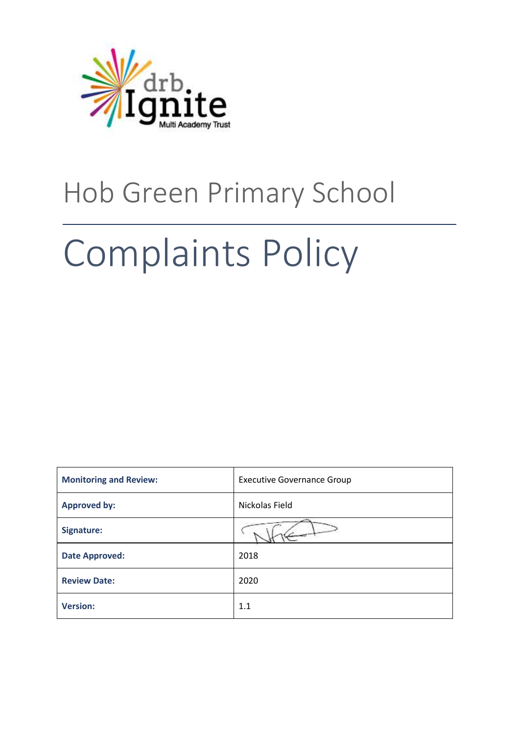drb Ignite Multi Academy Trust

# Hob Green Primary School

# Complaints Policy

| **Monitoring and Review:** | Executive Governance Group |
|---|---|
| **Approved by:** | Nickolas Field |
| **Signature:** | |
| **Date Approved:** | 2018 |
| **Review Date:** | 2020 |
| **Version:** | 1.1 |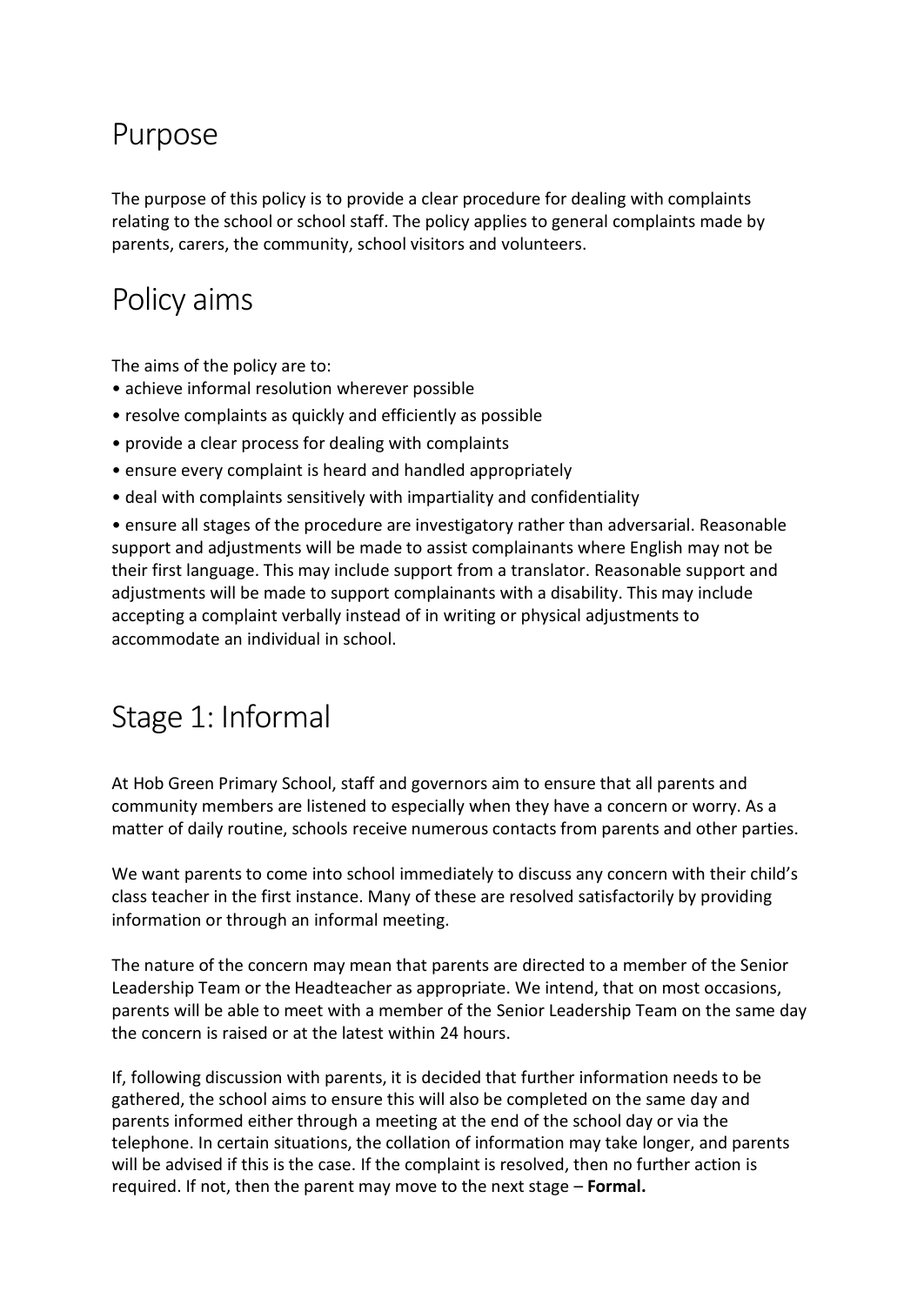# Purpose

The purpose of this policy is to provide a clear procedure for dealing with complaints relating to the school or school staff. The policy applies to general complaints made by parents, carers, the community, school visitors and volunteers.

# Policy aims

The aims of the policy are to:

- achieve informal resolution wherever possible
- resolve complaints as quickly and efficiently as possible
- provide a clear process for dealing with complaints
- ensure every complaint is heard and handled appropriately
- deal with complaints sensitively with impartiality and confidentiality
- ensure all stages of the procedure are investigatory rather than adversarial. Reasonable support and adjustments will be made to assist complainants where English may not be their first language. This may include support from a translator. Reasonable support and adjustments will be made to support complainants with a disability. This may include accepting a complaint verbally instead of in writing or physical adjustments to accommodate an individual in school.

# Stage 1: Informal

At Hob Green Primary School, staff and governors aim to ensure that all parents and community members are listened to especially when they have a concern or worry. As a matter of daily routine, schools receive numerous contacts from parents and other parties.

We want parents to come into school immediately to discuss any concern with their child's class teacher in the first instance. Many of these are resolved satisfactorily by providing information or through an informal meeting.

The nature of the concern may mean that parents are directed to a member of the Senior Leadership Team or the Headteacher as appropriate. We intend, that on most occasions, parents will be able to meet with a member of the Senior Leadership Team on the same day the concern is raised or at the latest within 24 hours.

If, following discussion with parents, it is decided that further information needs to be gathered, the school aims to ensure this will also be completed on the same day and parents informed either through a meeting at the end of the school day or via the telephone. In certain situations, the collation of information may take longer, and parents will be advised if this is the case. If the complaint is resolved, then no further action is required. If not, then the parent may move to the next stage – **Formal.**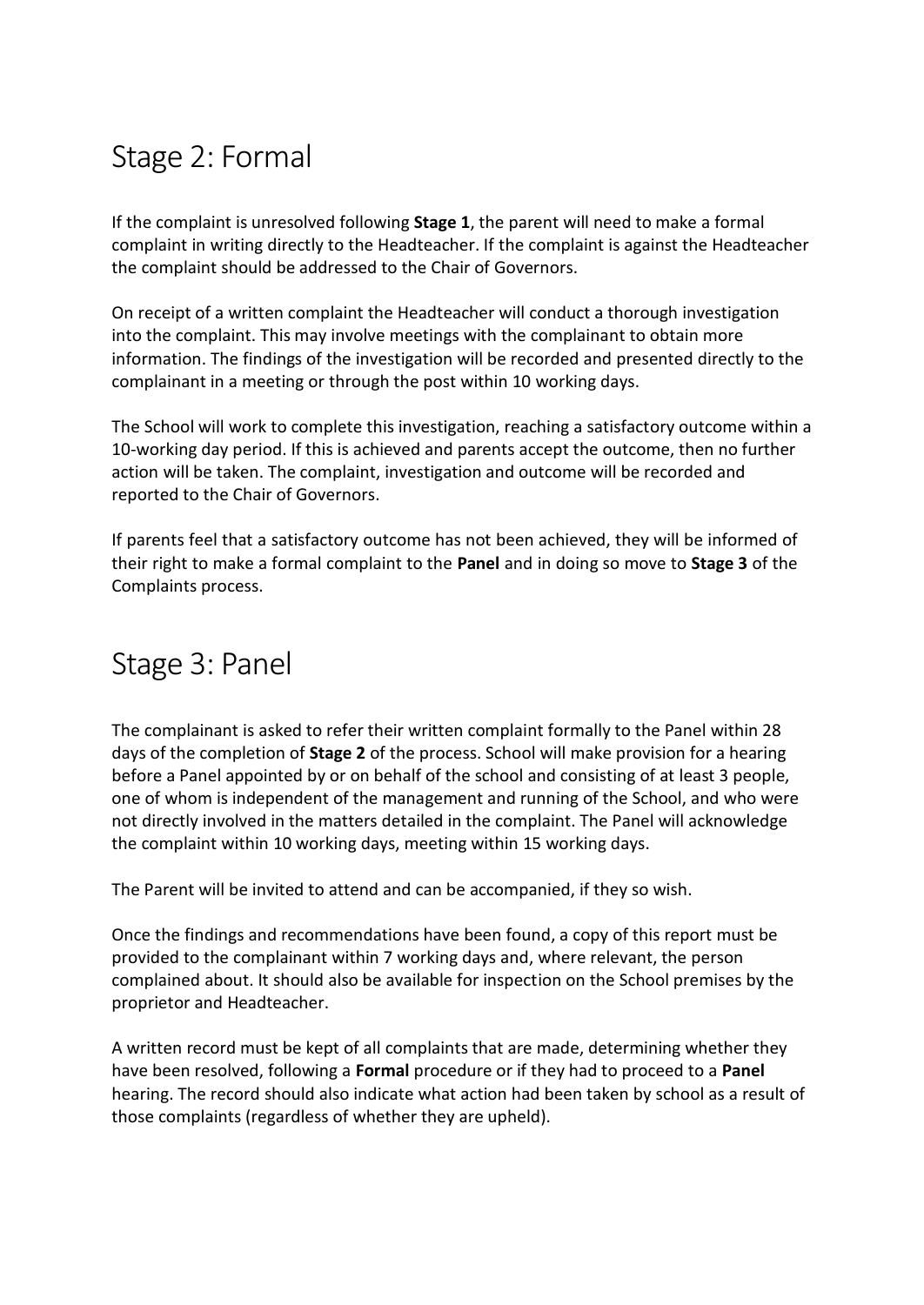## Stage 2: Formal

If the complaint is unresolved following **Stage 1**, the parent will need to make a formal complaint in writing directly to the Headteacher. If the complaint is against the Headteacher the complaint should be addressed to the Chair of Governors.

On receipt of a written complaint the Headteacher will conduct a thorough investigation into the complaint. This may involve meetings with the complainant to obtain more information. The findings of the investigation will be recorded and presented directly to the complainant in a meeting or through the post within 10 working days.

The School will work to complete this investigation, reaching a satisfactory outcome within a 10-working day period. If this is achieved and parents accept the outcome, then no further action will be taken. The complaint, investigation and outcome will be recorded and reported to the Chair of Governors.

If parents feel that a satisfactory outcome has not been achieved, they will be informed of their right to make a formal complaint to the **Panel** and in doing so move to **Stage 3** of the Complaints process.

## Stage 3: Panel

The complainant is asked to refer their written complaint formally to the Panel within 28 days of the completion of **Stage 2** of the process. School will make provision for a hearing before a Panel appointed by or on behalf of the school and consisting of at least 3 people, one of whom is independent of the management and running of the School, and who were not directly involved in the matters detailed in the complaint. The Panel will acknowledge the complaint within 10 working days, meeting within 15 working days.

The Parent will be invited to attend and can be accompanied, if they so wish.

Once the findings and recommendations have been found, a copy of this report must be provided to the complainant within 7 working days and, where relevant, the person complained about. It should also be available for inspection on the School premises by the proprietor and Headteacher.

A written record must be kept of all complaints that are made, determining whether they have been resolved, following a **Formal** procedure or if they had to proceed to a **Panel** hearing. The record should also indicate what action had been taken by school as a result of those complaints (regardless of whether they are upheld).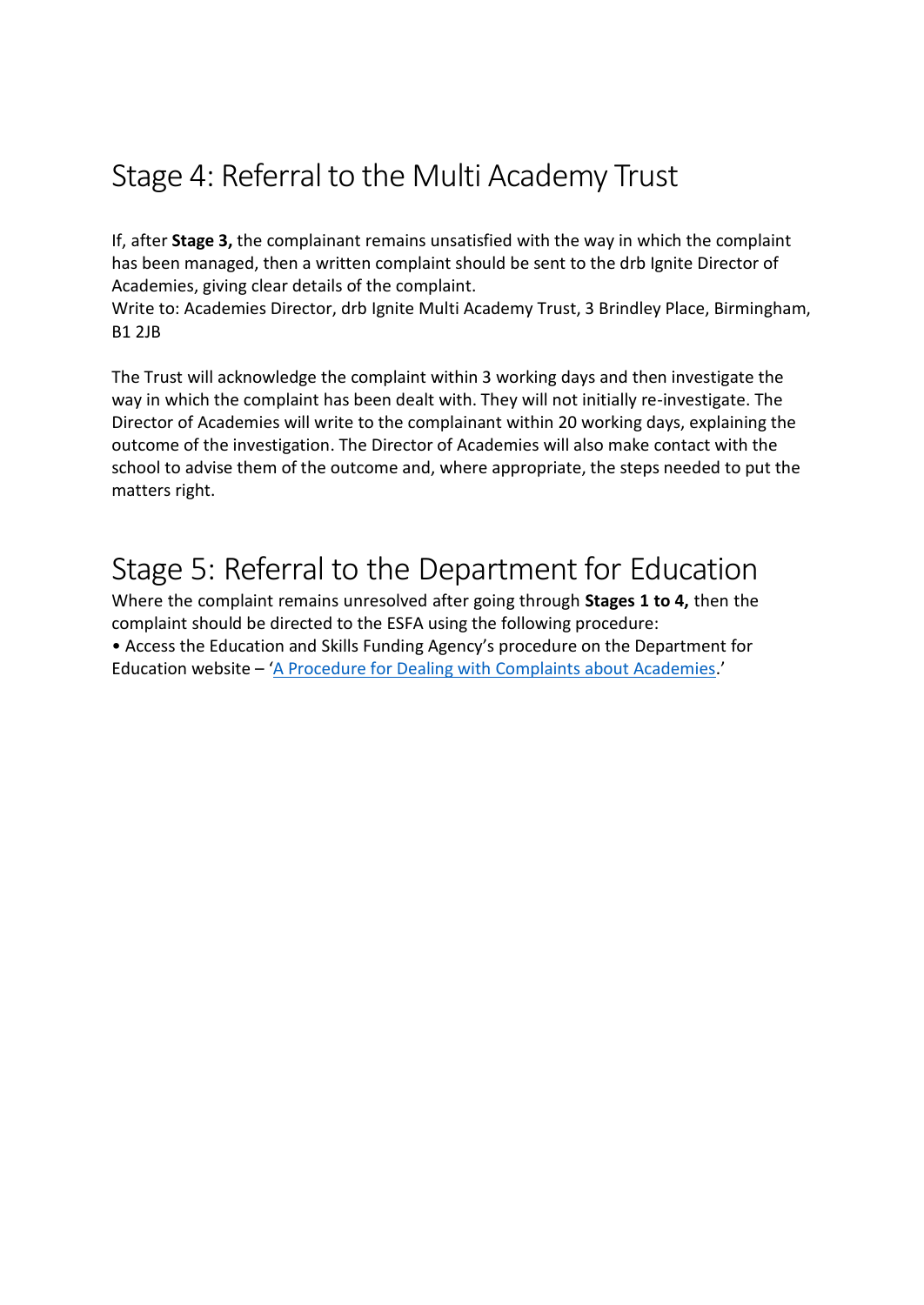## Stage 4: Referral to the Multi Academy Trust

If, after **Stage 3,** the complainant remains unsatisfied with the way in which the complaint has been managed, then a written complaint should be sent to the drb Ignite Director of Academies, giving clear details of the complaint.
Write to: Academies Director, drb Ignite Multi Academy Trust, 3 Brindley Place, Birmingham, B1 2JB

The Trust will acknowledge the complaint within 3 working days and then investigate the way in which the complaint has been dealt with. They will not initially re-investigate. The Director of Academies will write to the complainant within 20 working days, explaining the outcome of the investigation. The Director of Academies will also make contact with the school to advise them of the outcome and, where appropriate, the steps needed to put the matters right.

## Stage 5: Referral to the Department for Education

Where the complaint remains unresolved after going through **Stages 1 to 4,** then the complaint should be directed to the ESFA using the following procedure:
• Access the Education and Skills Funding Agency's procedure on the Department for Education website – 'A Procedure for Dealing with Complaints about Academies.'